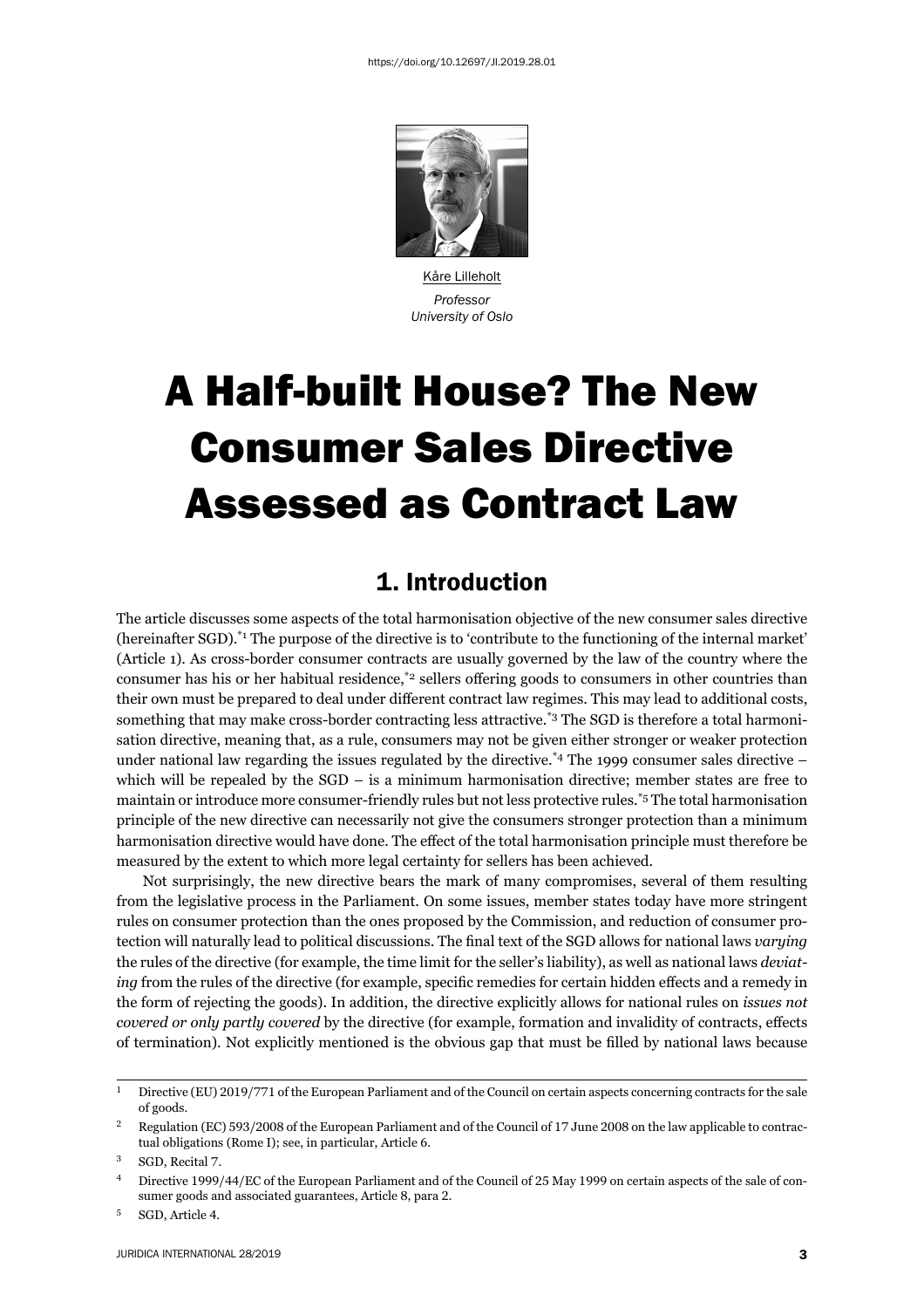https://doi.org/10.12697/JI.2019.28.01

Kåre Lilleholt
*Professor*
*University of Oslo*

# A Half-built House? The New Consumer Sales Directive Assessed as Contract Law

## 1. Introduction

The article discusses some aspects of the total harmonisation objective of the new consumer sales directive (hereinafter SGD).[*1] The purpose of the directive is to 'contribute to the functioning of the internal market' (Article 1). As cross-border consumer contracts are usually governed by the law of the country where the consumer has his or her habitual residence,[*2] sellers offering goods to consumers in other countries than their own must be prepared to deal under different contract law regimes. This may lead to additional costs, something that may make cross-border contracting less attractive.[*3] The SGD is therefore a total harmonisation directive, meaning that, as a rule, consumers may not be given either stronger or weaker protection under national law regarding the issues regulated by the directive.[*4] The 1999 consumer sales directive – which will be repealed by the SGD – is a minimum harmonisation directive; member states are free to maintain or introduce more consumer-friendly rules but not less protective rules.[*5] The total harmonisation principle of the new directive can necessarily not give the consumers stronger protection than a minimum harmonisation directive would have done. The effect of the total harmonisation principle must therefore be measured by the extent to which more legal certainty for sellers has been achieved.

Not surprisingly, the new directive bears the mark of many compromises, several of them resulting from the legislative process in the Parliament. On some issues, member states today have more stringent rules on consumer protection than the ones proposed by the Commission, and reduction of consumer protection will naturally lead to political discussions. The final text of the SGD allows for national laws *varying* the rules of the directive (for example, the time limit for the seller's liability), as well as national laws *deviating* from the rules of the directive (for example, specific remedies for certain hidden effects and a remedy in the form of rejecting the goods). In addition, the directive explicitly allows for national rules on *issues not covered or only partly covered* by the directive (for example, formation and invalidity of contracts, effects of termination). Not explicitly mentioned is the obvious gap that must be filled by national laws because

---

1 Directive (EU) 2019/771 of the European Parliament and of the Council on certain aspects concerning contracts for the sale of goods.

2 Regulation (EC) 593/2008 of the European Parliament and of the Council of 17 June 2008 on the law applicable to contractual obligations (Rome I); see, in particular, Article 6.

3 SGD, Recital 7.

4 Directive 1999/44/EC of the European Parliament and of the Council of 25 May 1999 on certain aspects of the sale of consumer goods and associated guarantees, Article 8, para 2.

5 SGD, Article 4.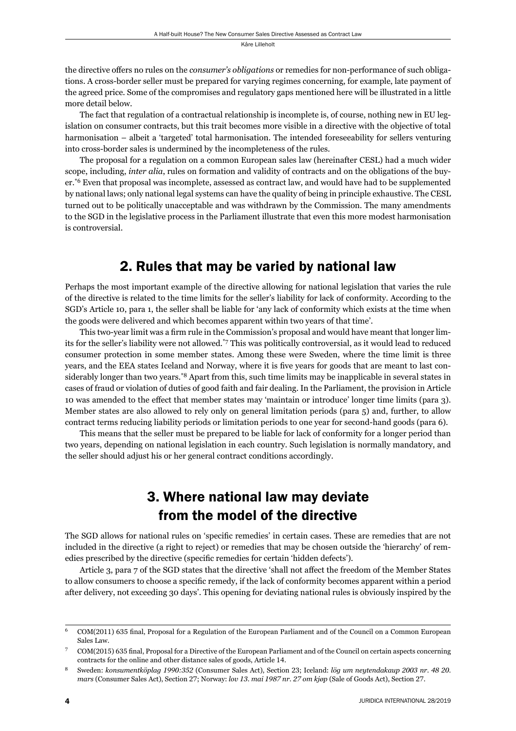the directive offers no rules on the *consumer's obligations* or remedies for non-performance of such obligations. A cross-border seller must be prepared for varying regimes concerning, for example, late payment of the agreed price. Some of the compromises and regulatory gaps mentioned here will be illustrated in a little more detail below.

The fact that regulation of a contractual relationship is incomplete is, of course, nothing new in EU legislation on consumer contracts, but this trait becomes more visible in a directive with the objective of total harmonisation – albeit a 'targeted' total harmonisation. The intended foreseeability for sellers venturing into cross-border sales is undermined by the incompleteness of the rules.

The proposal for a regulation on a common European sales law (hereinafter CESL) had a much wider scope, including, *inter alia*, rules on formation and validity of contracts and on the obligations of the buyer.[*6] Even that proposal was incomplete, assessed as contract law, and would have had to be supplemented by national laws; only national legal systems can have the quality of being in principle exhaustive. The CESL turned out to be politically unacceptable and was withdrawn by the Commission. The many amendments to the SGD in the legislative process in the Parliament illustrate that even this more modest harmonisation is controversial.

## 2. Rules that may be varied by national law

Perhaps the most important example of the directive allowing for national legislation that varies the rule of the directive is related to the time limits for the seller's liability for lack of conformity. According to the SGD's Article 10, para 1, the seller shall be liable for 'any lack of conformity which exists at the time when the goods were delivered and which becomes apparent within two years of that time'.

This two-year limit was a firm rule in the Commission's proposal and would have meant that longer limits for the seller's liability were not allowed.[*7] This was politically controversial, as it would lead to reduced consumer protection in some member states. Among these were Sweden, where the time limit is three years, and the EEA states Iceland and Norway, where it is five years for goods that are meant to last considerably longer than two years.[*8] Apart from this, such time limits may be inapplicable in several states in cases of fraud or violation of duties of good faith and fair dealing. In the Parliament, the provision in Article 10 was amended to the effect that member states may 'maintain or introduce' longer time limits (para 3). Member states are also allowed to rely only on general limitation periods (para 5) and, further, to allow contract terms reducing liability periods or limitation periods to one year for second-hand goods (para 6).

This means that the seller must be prepared to be liable for lack of conformity for a longer period than two years, depending on national legislation in each country. Such legislation is normally mandatory, and the seller should adjust his or her general contract conditions accordingly.

## 3. Where national law may deviate from the model of the directive

The SGD allows for national rules on 'specific remedies' in certain cases. These are remedies that are not included in the directive (a right to reject) or remedies that may be chosen outside the 'hierarchy' of remedies prescribed by the directive (specific remedies for certain 'hidden defects').

Article 3, para 7 of the SGD states that the directive 'shall not affect the freedom of the Member States to allow consumers to choose a specific remedy, if the lack of conformity becomes apparent within a period after delivery, not exceeding 30 days'. This opening for deviating national rules is obviously inspired by the

---

6 COM(2011) 635 final, Proposal for a Regulation of the European Parliament and of the Council on a Common European Sales Law.

7 COM(2015) 635 final, Proposal for a Directive of the European Parliament and of the Council on certain aspects concerning contracts for the online and other distance sales of goods, Article 14.

8 Sweden: *konsumentköplag 1990:352* (Consumer Sales Act), Section 23; Iceland: *lög um neytendakaup 2003 nr. 48 20. mars* (Consumer Sales Act), Section 27; Norway: *lov 13. mai 1987 nr. 27 om kjøp* (Sale of Goods Act), Section 27.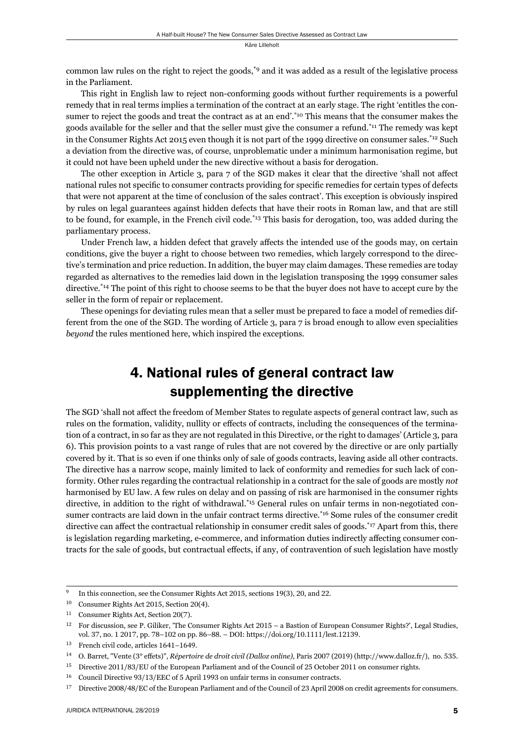common law rules on the right to reject the goods,[9] and it was added as a result of the legislative process in the Parliament.

This right in English law to reject non-conforming goods without further requirements is a powerful remedy that in real terms implies a termination of the contract at an early stage. The right 'entitles the consumer to reject the goods and treat the contract as at an end'.[10] This means that the consumer makes the goods available for the seller and that the seller must give the consumer a refund.[11] The remedy was kept in the Consumer Rights Act 2015 even though it is not part of the 1999 directive on consumer sales.[12] Such a deviation from the directive was, of course, unproblematic under a minimum harmonisation regime, but it could not have been upheld under the new directive without a basis for derogation.

The other exception in Article 3, para 7 of the SGD makes it clear that the directive 'shall not affect national rules not specific to consumer contracts providing for specific remedies for certain types of defects that were not apparent at the time of conclusion of the sales contract'. This exception is obviously inspired by rules on legal guarantees against hidden defects that have their roots in Roman law, and that are still to be found, for example, in the French civil code.[13] This basis for derogation, too, was added during the parliamentary process.

Under French law, a hidden defect that gravely affects the intended use of the goods may, on certain conditions, give the buyer a right to choose between two remedies, which largely correspond to the directive's termination and price reduction. In addition, the buyer may claim damages. These remedies are today regarded as alternatives to the remedies laid down in the legislation transposing the 1999 consumer sales directive.[14] The point of this right to choose seems to be that the buyer does not have to accept cure by the seller in the form of repair or replacement.

These openings for deviating rules mean that a seller must be prepared to face a model of remedies different from the one of the SGD. The wording of Article 3, para 7 is broad enough to allow even specialities *beyond* the rules mentioned here, which inspired the exceptions.

## 4. National rules of general contract law supplementing the directive

The SGD 'shall not affect the freedom of Member States to regulate aspects of general contract law, such as rules on the formation, validity, nullity or effects of contracts, including the consequences of the termination of a contract, in so far as they are not regulated in this Directive, or the right to damages' (Article 3, para 6). This provision points to a vast range of rules that are not covered by the directive or are only partially covered by it. That is so even if one thinks only of sale of goods contracts, leaving aside all other contracts. The directive has a narrow scope, mainly limited to lack of conformity and remedies for such lack of conformity. Other rules regarding the contractual relationship in a contract for the sale of goods are mostly *not* harmonised by EU law. A few rules on delay and on passing of risk are harmonised in the consumer rights directive, in addition to the right of withdrawal.[15] General rules on unfair terms in non-negotiated consumer contracts are laid down in the unfair contract terms directive.[16] Some rules of the consumer credit directive can affect the contractual relationship in consumer credit sales of goods.[17] Apart from this, there is legislation regarding marketing, e-commerce, and information duties indirectly affecting consumer contracts for the sale of goods, but contractual effects, if any, of contravention of such legislation have mostly

---

[9] In this connection, see the Consumer Rights Act 2015, sections 19(3), 20, and 22.

[10] Consumer Rights Act 2015, Section 20(4).

[11] Consumer Rights Act, Section 20(7).

[12] For discussion, see P. Giliker, 'The Consumer Rights Act 2015 – a Bastion of European Consumer Rights?', Legal Studies, vol. 37, no. 1 2017, pp. 78–102 on pp. 86–88. – DOI: https://doi.org/10.1111/lest.12139.

[13] French civil code, articles 1641–1649.

[14] O. Barret, "Vente (3e effets)", *Répertoire de droit civil (Dalloz online)*, Paris 2007 (2019) (http://www.dalloz.fr/), no. 535.

[15] Directive 2011/83/EU of the European Parliament and of the Council of 25 October 2011 on consumer rights.

[16] Council Directive 93/13/EEC of 5 April 1993 on unfair terms in consumer contracts.

[17] Directive 2008/48/EC of the European Parliament and of the Council of 23 April 2008 on credit agreements for consumers.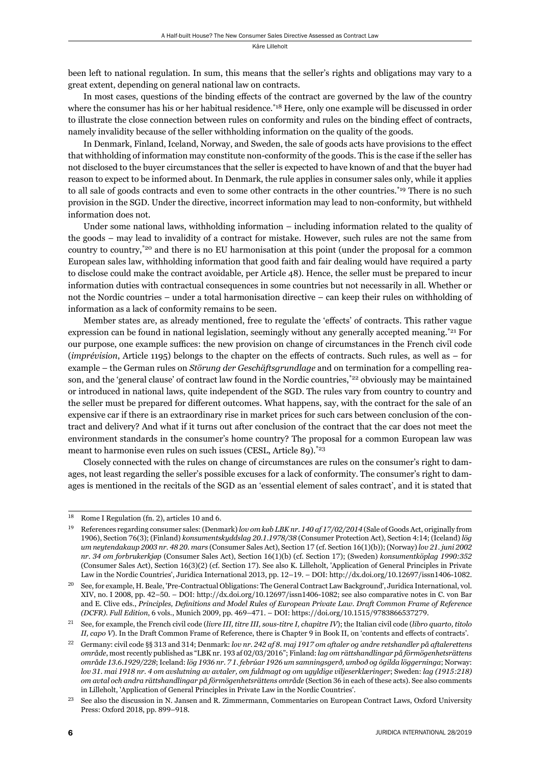been left to national regulation. In sum, this means that the seller's rights and obligations may vary to a great extent, depending on general national law on contracts.

In most cases, questions of the binding effects of the contract are governed by the law of the country where the consumer has his or her habitual residence.[18] Here, only one example will be discussed in order to illustrate the close connection between rules on conformity and rules on the binding effect of contracts, namely invalidity because of the seller withholding information on the quality of the goods.

In Denmark, Finland, Iceland, Norway, and Sweden, the sale of goods acts have provisions to the effect that withholding of information may constitute non-conformity of the goods. This is the case if the seller has not disclosed to the buyer circumstances that the seller is expected to have known of and that the buyer had reason to expect to be informed about. In Denmark, the rule applies in consumer sales only, while it applies to all sale of goods contracts and even to some other contracts in the other countries.[19] There is no such provision in the SGD. Under the directive, incorrect information may lead to non-conformity, but withheld information does not.

Under some national laws, withholding information – including information related to the quality of the goods – may lead to invalidity of a contract for mistake. However, such rules are not the same from country to country,[20] and there is no EU harmonisation at this point (under the proposal for a common European sales law, withholding information that good faith and fair dealing would have required a party to disclose could make the contract avoidable, per Article 48). Hence, the seller must be prepared to incur information duties with contractual consequences in some countries but not necessarily in all. Whether or not the Nordic countries – under a total harmonisation directive – can keep their rules on withholding of information as a lack of conformity remains to be seen.

Member states are, as already mentioned, free to regulate the 'effects' of contracts. This rather vague expression can be found in national legislation, seemingly without any generally accepted meaning.[21] For our purpose, one example suffices: the new provision on change of circumstances in the French civil code (*imprévision*, Article 1195) belongs to the chapter on the effects of contracts. Such rules, as well as – for example – the German rules on *Störung der Geschäftsgrundlage* and on termination for a compelling reason, and the 'general clause' of contract law found in the Nordic countries,[22] obviously may be maintained or introduced in national laws, quite independent of the SGD. The rules vary from country to country and the seller must be prepared for different outcomes. What happens, say, with the contract for the sale of an expensive car if there is an extraordinary rise in market prices for such cars between conclusion of the contract and delivery? And what if it turns out after conclusion of the contract that the car does not meet the environment standards in the consumer's home country? The proposal for a common European law was meant to harmonise even rules on such issues (CESL, Article 89).[23]

Closely connected with the rules on change of circumstances are rules on the consumer's right to damages, not least regarding the seller's possible excuses for a lack of conformity. The consumer's right to damages is mentioned in the recitals of the SGD as an 'essential element of sales contract', and it is stated that

---

[18] Rome I Regulation (fn. 2), articles 10 and 6.

[19] References regarding consumer sales: (Denmark) *lov om køb LBK nr. 140 af 17/02/2014* (Sale of Goods Act, originally from 1906), Section 76(3); (Finland) *konsumentskyddslag 20.1.1978/38* (Consumer Protection Act), Section 4:14; (Iceland) *lög um neytendakaup 2003 nr. 48 20. mars* (Consumer Sales Act), Section 17 (cf. Section 16(1)(b)); (Norway) *lov 21. juni 2002 nr. 34 om forbrukerkjøp* (Consumer Sales Act), Section 16(1)(b) (cf. Section 17); (Sweden) *konsumentköplag 1990:352* (Consumer Sales Act), Section 16(3)(2) (cf. Section 17). See also K. Lilleholt, 'Application of General Principles in Private Law in the Nordic Countries', Juridica International 2013, pp. 12–19. – DOI: http://dx.doi.org/10.12697/issn1406-1082.

[20] See, for example, H. Beale, 'Pre-Contractual Obligations: The General Contract Law Background', Juridica International, vol. XIV, no. I 2008, pp. 42–50. – DOI: http://dx.doi.org/10.12697/issn1406-1082; see also comparative notes in C. von Bar and E. Clive eds., *Principles, Definitions and Model Rules of European Private Law. Draft Common Frame of Reference (DCFR). Full Edition*, 6 vols., Munich 2009, pp. 469–471. – DOI: https://doi.org/10.1515/9783866537279.

[21] See, for example, the French civil code (*livre III, titre III, sous-titre I, chapitre IV*); the Italian civil code (*libro quarto, titolo II, capo V*). In the Draft Common Frame of Reference, there is Chapter 9 in Book II, on 'contents and effects of contracts'.

[22] Germany: civil code §§ 313 and 314; Denmark: *lov nr. 242 af 8. maj 1917 om aftaler og andre retshandler på aftalerettens område*, most recently published as "LBK nr. 193 af 02/03/2016"; Finland: *lag om rättshandlingar på förmögenhetsrättens område 13.6.1929/228*; Iceland: *lög 1936 nr. 7 1. febrúar 1926 um samningsgerð, umboð og ógilda löggerninga*; Norway: *lov 31. mai 1918 nr. 4 om avslutning av avtaler, om fuldmagt og om ugyldige viljeserklæringer*; Sweden: *lag (1915:218) om avtal och andra rättshandlingar på förmögenhetsrättens område* (Section 36 in each of these acts). See also comments in Lilleholt, 'Application of General Principles in Private Law in the Nordic Countries'.

[23] See also the discussion in N. Jansen and R. Zimmermann, Commentaries on European Contract Laws, Oxford University Press: Oxford 2018, pp. 899–918.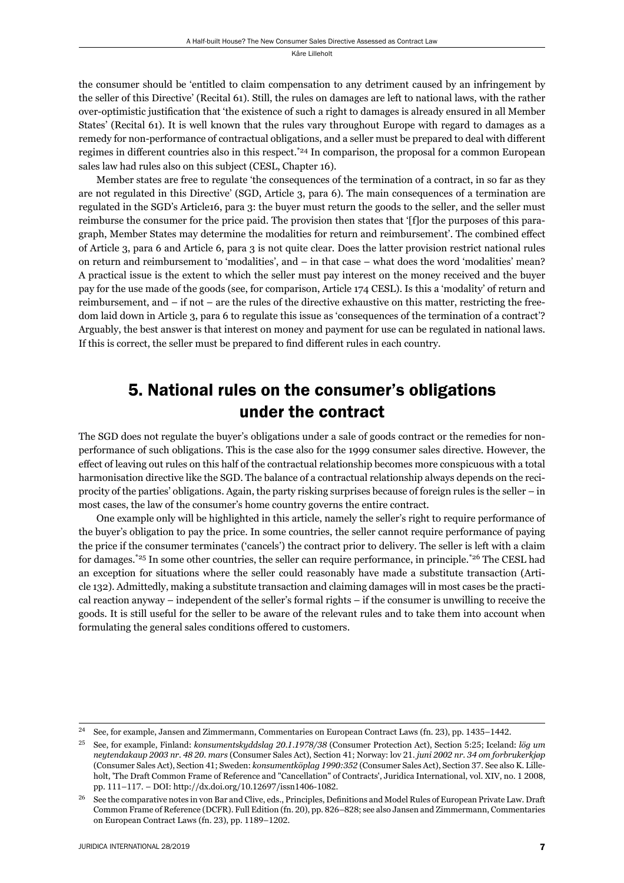the consumer should be 'entitled to claim compensation to any detriment caused by an infringement by the seller of this Directive' (Recital 61). Still, the rules on damages are left to national laws, with the rather over-optimistic justification that 'the existence of such a right to damages is already ensured in all Member States' (Recital 61). It is well known that the rules vary throughout Europe with regard to damages as a remedy for non-performance of contractual obligations, and a seller must be prepared to deal with different regimes in different countries also in this respect.[*24] In comparison, the proposal for a common European sales law had rules also on this subject (CESL, Chapter 16).

Member states are free to regulate 'the consequences of the termination of a contract, in so far as they are not regulated in this Directive' (SGD, Article 3, para 6). The main consequences of a termination are regulated in the SGD's Article16, para 3: the buyer must return the goods to the seller, and the seller must reimburse the consumer for the price paid. The provision then states that '[f]or the purposes of this paragraph, Member States may determine the modalities for return and reimbursement'. The combined effect of Article 3, para 6 and Article 6, para 3 is not quite clear. Does the latter provision restrict national rules on return and reimbursement to 'modalities', and – in that case – what does the word 'modalities' mean? A practical issue is the extent to which the seller must pay interest on the money received and the buyer pay for the use made of the goods (see, for comparison, Article 174 CESL). Is this a 'modality' of return and reimbursement, and – if not – are the rules of the directive exhaustive on this matter, restricting the freedom laid down in Article 3, para 6 to regulate this issue as 'consequences of the termination of a contract'? Arguably, the best answer is that interest on money and payment for use can be regulated in national laws. If this is correct, the seller must be prepared to find different rules in each country.

## 5. National rules on the consumer's obligations under the contract

The SGD does not regulate the buyer's obligations under a sale of goods contract or the remedies for non-performance of such obligations. This is the case also for the 1999 consumer sales directive. However, the effect of leaving out rules on this half of the contractual relationship becomes more conspicuous with a total harmonisation directive like the SGD. The balance of a contractual relationship always depends on the reciprocity of the parties' obligations. Again, the party risking surprises because of foreign rules is the seller – in most cases, the law of the consumer's home country governs the entire contract.

One example only will be highlighted in this article, namely the seller's right to require performance of the buyer's obligation to pay the price. In some countries, the seller cannot require performance of paying the price if the consumer terminates ('cancels') the contract prior to delivery. The seller is left with a claim for damages.[*25] In some other countries, the seller can require performance, in principle.[*26] The CESL had an exception for situations where the seller could reasonably have made a substitute transaction (Article 132). Admittedly, making a substitute transaction and claiming damages will in most cases be the practical reaction anyway – independent of the seller's formal rights – if the consumer is unwilling to receive the goods. It is still useful for the seller to be aware of the relevant rules and to take them into account when formulating the general sales conditions offered to customers.

---

[24] See, for example, Jansen and Zimmermann, Commentaries on European Contract Laws (fn. 23), pp. 1435–1442.

[25] See, for example, Finland: *konsumentskyddslag 20.1.1978/38* (Consumer Protection Act), Section 5:25; Iceland: *lög um neytendakaup 2003 nr. 48 20. mars* (Consumer Sales Act), Section 41; Norway: lov 21. *juni 2002 nr. 34 om forbrukerkjøp* (Consumer Sales Act), Section 41; Sweden: *konsumentköplag 1990:352* (Consumer Sales Act), Section 37. See also K. Lilleholt, 'The Draft Common Frame of Reference and "Cancellation" of Contracts', Juridica International, vol. XIV, no. 1 2008, pp. 111–117. – DOI: http://dx.doi.org/10.12697/issn1406-1082.

[26] See the comparative notes in von Bar and Clive, eds., Principles, Definitions and Model Rules of European Private Law. Draft Common Frame of Reference (DCFR). Full Edition (fn. 20), pp. 826–828; see also Jansen and Zimmermann, Commentaries on European Contract Laws (fn. 23), pp. 1189–1202.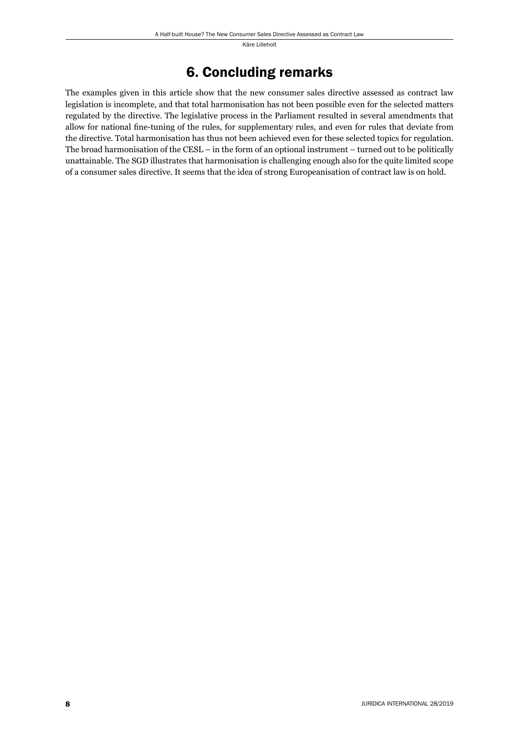## 6. Concluding remarks

The examples given in this article show that the new consumer sales directive assessed as contract law legislation is incomplete, and that total harmonisation has not been possible even for the selected matters regulated by the directive. The legislative process in the Parliament resulted in several amendments that allow for national fine-tuning of the rules, for supplementary rules, and even for rules that deviate from the directive. Total harmonisation has thus not been achieved even for these selected topics for regulation. The broad harmonisation of the CESL – in the form of an optional instrument – turned out to be politically unattainable. The SGD illustrates that harmonisation is challenging enough also for the quite limited scope of a consumer sales directive. It seems that the idea of strong Europeanisation of contract law is on hold.